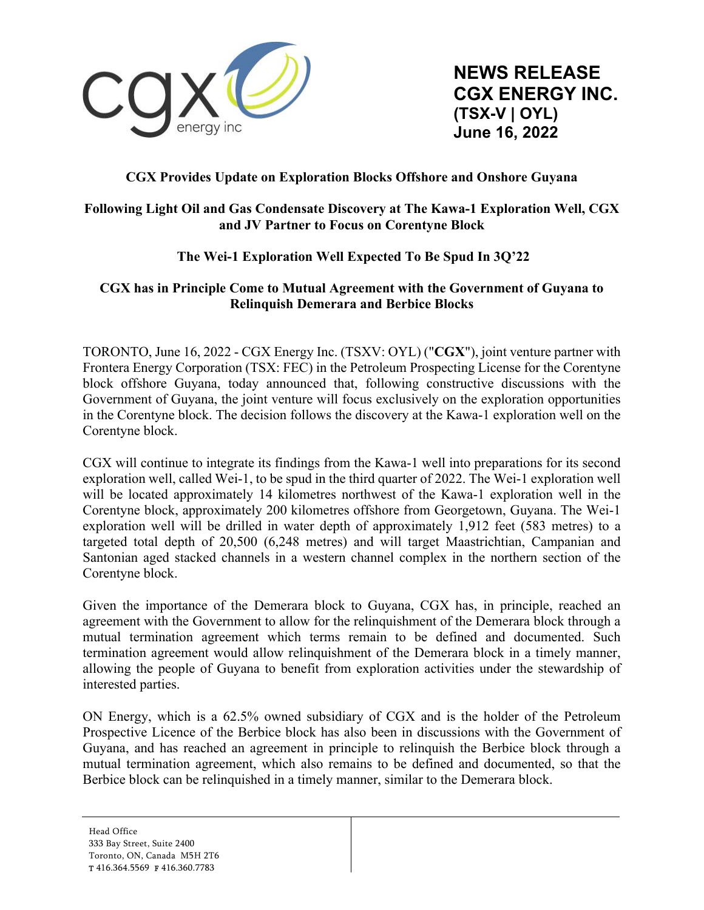# NEWS RELEASE
# CGX ENERGY INC.
**(TSX-V | OYL)**
**June 16, 2022**

## CGX Provides Update on Exploration Blocks Offshore and Onshore Guyana

### Following Light Oil and Gas Condensate Discovery at The Kawa-1 Exploration Well, CGX and JV Partner to Focus on Corentyne Block

### The Wei-1 Exploration Well Expected To Be Spud In 3Q'22

### CGX has in Principle Come to Mutual Agreement with the Government of Guyana to Relinquish Demerara and Berbice Blocks

TORONTO, June 16, 2022 - CGX Energy Inc. (TSXV: OYL) ("**CGX**"), joint venture partner with Frontera Energy Corporation (TSX: FEC) in the Petroleum Prospecting License for the Corentyne block offshore Guyana, today announced that, following constructive discussions with the Government of Guyana, the joint venture will focus exclusively on the exploration opportunities in the Corentyne block. The decision follows the discovery at the Kawa-1 exploration well on the Corentyne block.

CGX will continue to integrate its findings from the Kawa-1 well into preparations for its second exploration well, called Wei-1, to be spud in the third quarter of 2022. The Wei-1 exploration well will be located approximately 14 kilometres northwest of the Kawa-1 exploration well in the Corentyne block, approximately 200 kilometres offshore from Georgetown, Guyana. The Wei-1 exploration well will be drilled in water depth of approximately 1,912 feet (583 metres) to a targeted total depth of 20,500 (6,248 metres) and will target Maastrichtian, Campanian and Santonian aged stacked channels in a western channel complex in the northern section of the Corentyne block.

Given the importance of the Demerara block to Guyana, CGX has, in principle, reached an agreement with the Government to allow for the relinquishment of the Demerara block through a mutual termination agreement which terms remain to be defined and documented. Such termination agreement would allow relinquishment of the Demerara block in a timely manner, allowing the people of Guyana to benefit from exploration activities under the stewardship of interested parties.

ON Energy, which is a 62.5% owned subsidiary of CGX and is the holder of the Petroleum Prospective Licence of the Berbice block has also been in discussions with the Government of Guyana, and has reached an agreement in principle to relinquish the Berbice block through a mutual termination agreement, which also remains to be defined and documented, so that the Berbice block can be relinquished in a timely manner, similar to the Demerara block.

Head Office
333 Bay Street, Suite 2400
Toronto, ON, Canada M5H 2T6
T 416.364.5569 F 416.360.7783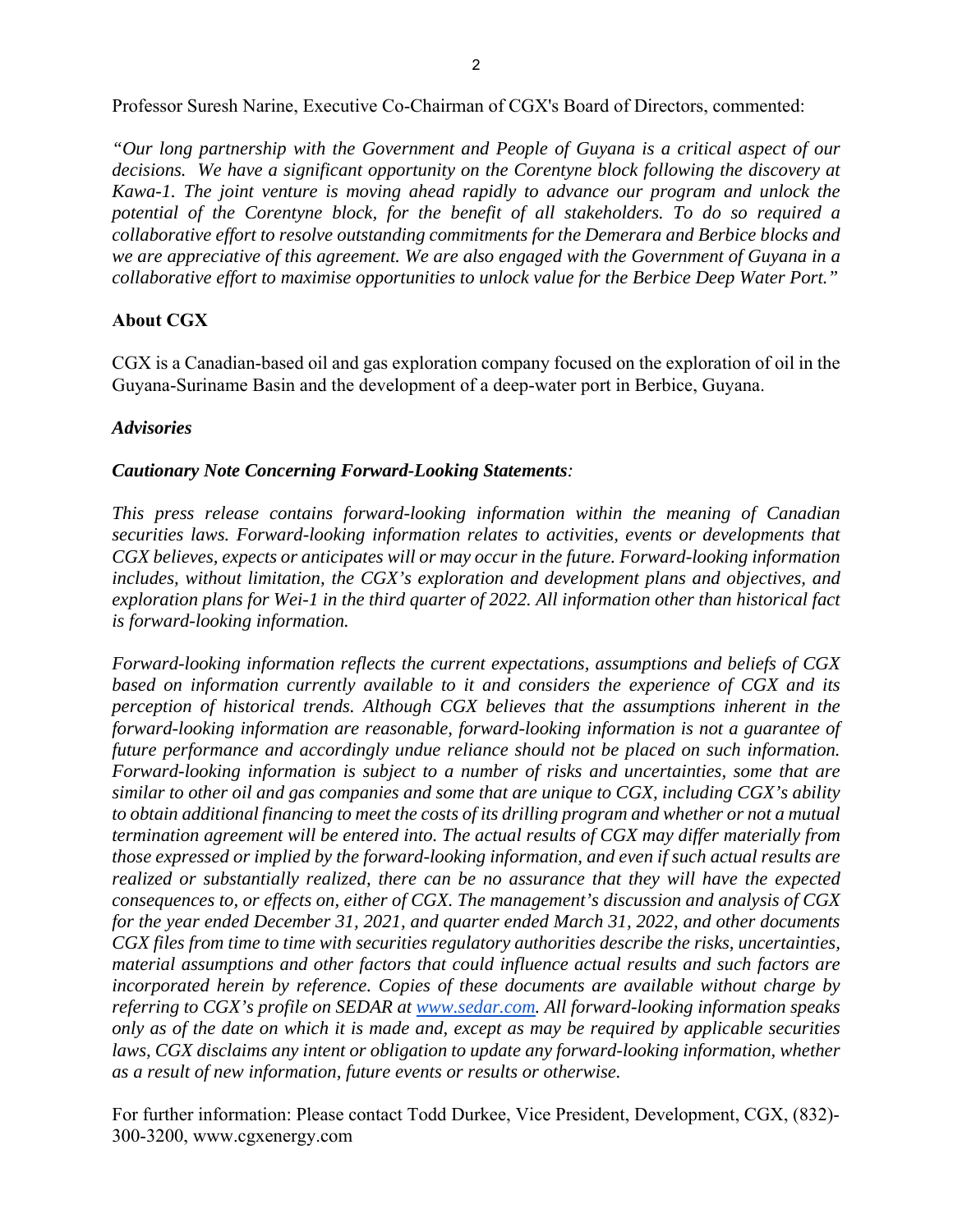Professor Suresh Narine, Executive Co-Chairman of CGX's Board of Directors, commented:

*"Our long partnership with the Government and People of Guyana is a critical aspect of our decisions. We have a significant opportunity on the Corentyne block following the discovery at Kawa-1. The joint venture is moving ahead rapidly to advance our program and unlock the potential of the Corentyne block, for the benefit of all stakeholders. To do so required a collaborative effort to resolve outstanding commitments for the Demerara and Berbice blocks and we are appreciative of this agreement. We are also engaged with the Government of Guyana in a collaborative effort to maximise opportunities to unlock value for the Berbice Deep Water Port."*

## About CGX

CGX is a Canadian-based oil and gas exploration company focused on the exploration of oil in the Guyana-Suriname Basin and the development of a deep-water port in Berbice, Guyana.

### *Advisories*

#### *Cautionary Note Concerning Forward-Looking Statements:*

*This press release contains forward-looking information within the meaning of Canadian securities laws. Forward-looking information relates to activities, events or developments that CGX believes, expects or anticipates will or may occur in the future. Forward-looking information includes, without limitation, the CGX's exploration and development plans and objectives, and exploration plans for Wei-1 in the third quarter of 2022. All information other than historical fact is forward-looking information.*

*Forward-looking information reflects the current expectations, assumptions and beliefs of CGX based on information currently available to it and considers the experience of CGX and its perception of historical trends. Although CGX believes that the assumptions inherent in the forward-looking information are reasonable, forward-looking information is not a guarantee of future performance and accordingly undue reliance should not be placed on such information. Forward-looking information is subject to a number of risks and uncertainties, some that are similar to other oil and gas companies and some that are unique to CGX, including CGX's ability to obtain additional financing to meet the costs of its drilling program and whether or not a mutual termination agreement will be entered into. The actual results of CGX may differ materially from those expressed or implied by the forward-looking information, and even if such actual results are realized or substantially realized, there can be no assurance that they will have the expected consequences to, or effects on, either of CGX. The management's discussion and analysis of CGX for the year ended December 31, 2021, and quarter ended March 31, 2022, and other documents CGX files from time to time with securities regulatory authorities describe the risks, uncertainties, material assumptions and other factors that could influence actual results and such factors are incorporated herein by reference. Copies of these documents are available without charge by referring to CGX's profile on SEDAR at [www.sedar.com](www.sedar.com). All forward-looking information speaks only as of the date on which it is made and, except as may be required by applicable securities laws, CGX disclaims any intent or obligation to update any forward-looking information, whether as a result of new information, future events or results or otherwise.*

For further information: Please contact Todd Durkee, Vice President, Development, CGX, (832)-300-3200, www.cgxenergy.com